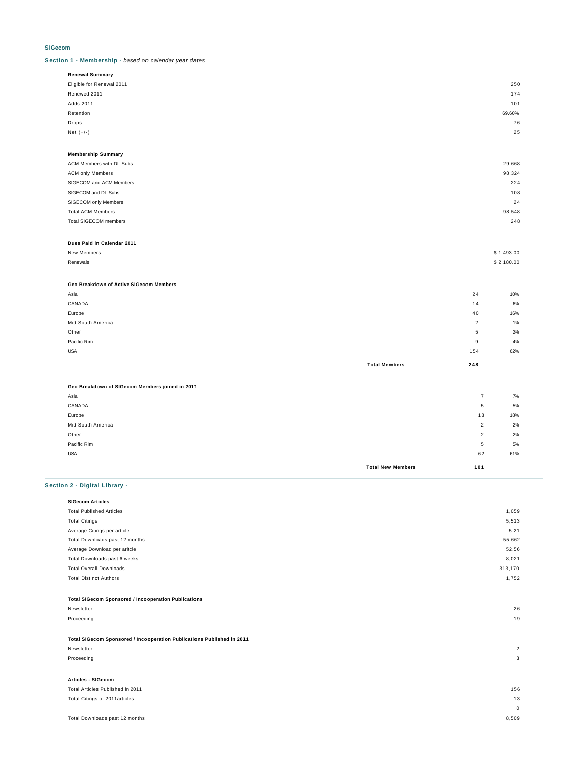**SIGecom**

## Section 1 - Membership - *based on calendar year dates*

**Renewal Summary**

| | |
|---|---|
| Eligible for Renewal 2011 | 250 |
| Renewed 2011 | 174 |
| Adds 2011 | 101 |
| Retention | 69.60% |
| Drops | 76 |
| Net (+/-) | 25 |

**Membership Summary**

| | |
|---|---|
| ACM Members with DL Subs | 29,668 |
| ACM only Members | 98,324 |
| SIGECOM and ACM Members | 224 |
| SIGECOM and DL Subs | 108 |
| SIGECOM only Members | 24 |
| Total ACM Members | 98,548 |
| Total SIGECOM members | 248 |

**Dues Paid in Calendar 2011**

| | |
|---|---|
| New Members | $ 1,493.00 |
| Renewals | $ 2,180.00 |

**Geo Breakdown of Active SIGecom Members**

| | | |
|---|---|---|
| Asia | 24 | 10% |
| CANADA | 14 | 6% |
| Europe | 40 | 16% |
| Mid-South America | 2 | 1% |
| Other | 5 | 2% |
| Pacific Rim | 9 | 4% |
| USA | 154 | 62% |
| **Total Members** | **248** | |

**Geo Breakdown of SIGecom Members joined in 2011**

| | | |
|---|---|---|
| Asia | 7 | 7% |
| CANADA | 5 | 5% |
| Europe | 18 | 18% |
| Mid-South America | 2 | 2% |
| Other | 2 | 2% |
| Pacific Rim | 5 | 5% |
| USA | 62 | 61% |
| **Total New Members** | **101** | |

## Section 2 - Digital Library -

**SIGecom Articles**

| | |
|---|---|
| Total Published Articles | 1,059 |
| Total Citings | 5,513 |
| Average Citings per article | 5.21 |
| Total Downloads past 12 months | 55,662 |
| Average Download per aritcle | 52.56 |
| Total Downloads past 6 weeks | 8,021 |
| Total Overall Downloads | 313,170 |
| Total Distinct Authors | 1,752 |

**Total SIGecom Sponsored / Incooperation Publications**

| | |
|---|---|
| Newsletter | 26 |
| Proceeding | 19 |

**Total SIGecom Sponsored / Incooperation Publications Published in 2011**

| | |
|---|---|
| Newsletter | 2 |
| Proceeding | 3 |

**Articles - SIGecom**

| | |
|---|---|
| Total Articles Published in 2011 | 156 |
| Total Citings of 2011articles | 13 |
| | 0 |
| Total Downloads past 12 months | 8,509 |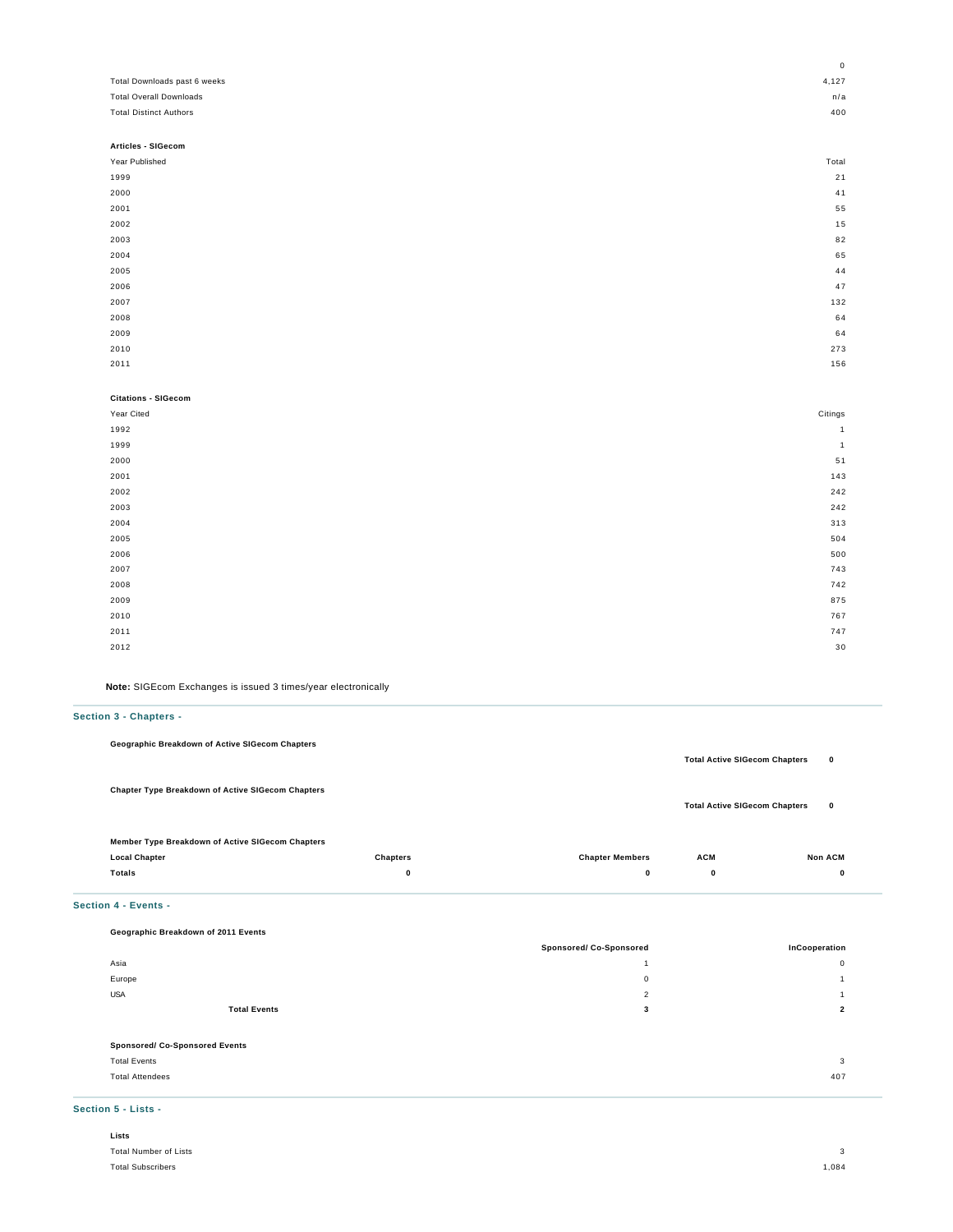| | |
|---|---|
| | 0 |
| Total Downloads past 6 weeks | 4,127 |
| Total Overall Downloads | n/a |
| Total Distinct Authors | 400 |

**Articles - SIGecom**

| Year Published | Total |
|---|---|
| 1999 | 21 |
| 2000 | 41 |
| 2001 | 55 |
| 2002 | 15 |
| 2003 | 82 |
| 2004 | 65 |
| 2005 | 44 |
| 2006 | 47 |
| 2007 | 132 |
| 2008 | 64 |
| 2009 | 64 |
| 2010 | 273 |
| 2011 | 156 |

**Citations - SIGecom**

| Year Cited | Citings |
|---|---|
| 1992 | 1 |
| 1999 | 1 |
| 2000 | 51 |
| 2001 | 143 |
| 2002 | 242 |
| 2003 | 242 |
| 2004 | 313 |
| 2005 | 504 |
| 2006 | 500 |
| 2007 | 743 |
| 2008 | 742 |
| 2009 | 875 |
| 2010 | 767 |
| 2011 | 747 |
| 2012 | 30 |

**Note:** SIGEcom Exchanges is issued 3 times/year electronically

## Section 3 - Chapters -

**Geographic Breakdown of Active SIGecom Chapters**

**Total Active SIGecom Chapters** **0**

**Chapter Type Breakdown of Active SIGecom Chapters**

**Total Active SIGecom Chapters** **0**

**Member Type Breakdown of Active SIGecom Chapters**

| Local Chapter | Chapters | Chapter Members | ACM | Non ACM |
|---|---|---|---|---|
| **Totals** | **0** | **0** | **0** | **0** |

## Section 4 - Events -

**Geographic Breakdown of 2011 Events**

| | Sponsored/ Co-Sponsored | InCooperation |
|---|---|---|
| Asia | 1 | 0 |
| Europe | 0 | 1 |
| USA | 2 | 1 |
| **Total Events** | **3** | **2** |

**Sponsored/ Co-Sponsored Events**

| | |
|---|---|
| Total Events | 3 |
| Total Attendees | 407 |

## Section 5 - Lists -

**Lists**

| | |
|---|---|
| Total Number of Lists | 3 |
| Total Subscribers | 1,084 |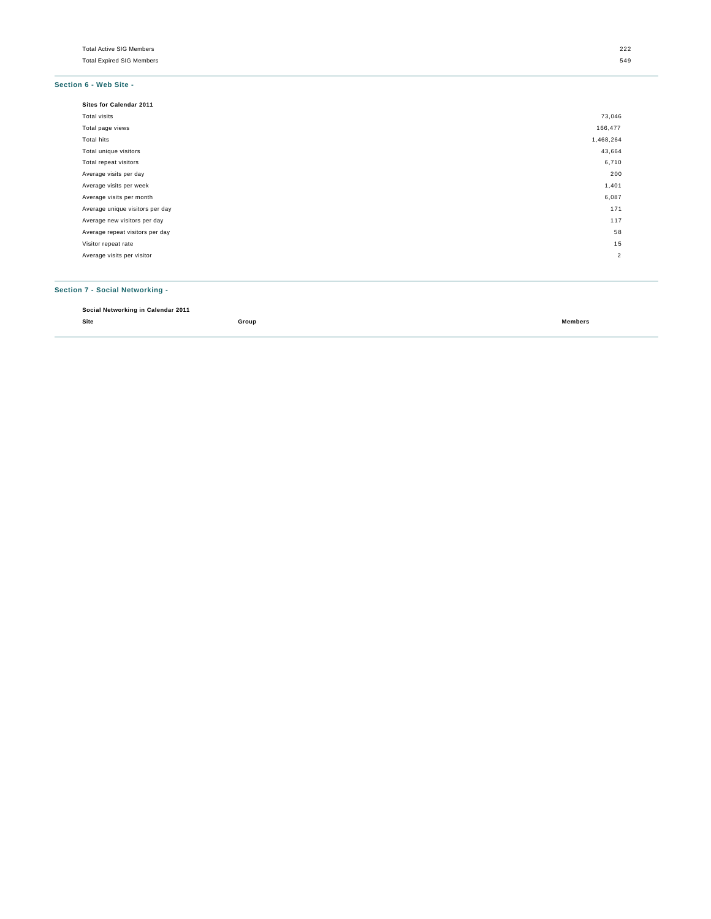| | |
|---|---|
| Total Active SIG Members | 222 |
| Total Expired SIG Members | 549 |

## Section 6 - Web Site -

**Sites for Calendar 2011**

| | |
|---|---|
| Total visits | 73,046 |
| Total page views | 166,477 |
| Total hits | 1,468,264 |
| Total unique visitors | 43,664 |
| Total repeat visitors | 6,710 |
| Average visits per day | 200 |
| Average visits per week | 1,401 |
| Average visits per month | 6,087 |
| Average unique visitors per day | 171 |
| Average new visitors per day | 117 |
| Average repeat visitors per day | 58 |
| Visitor repeat rate | 15 |
| Average visits per visitor | 2 |

## Section 7 - Social Networking -

**Social Networking in Calendar 2011**

| Site | Group | Members |
|---|---|---|